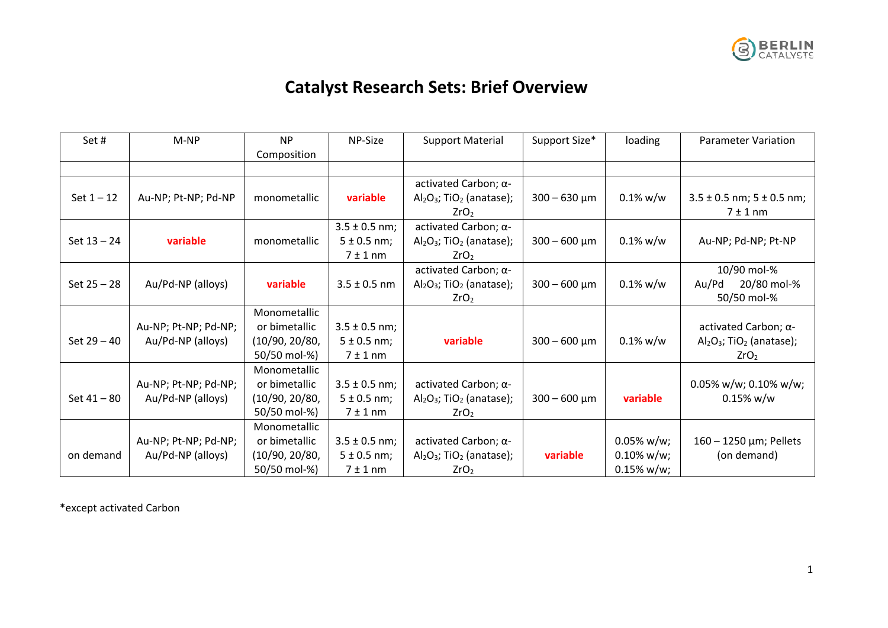# Catalyst Research Sets: Brief Overview

| Set # | M-NP | NP Composition | NP-Size | Support Material | Support Size* | loading | Parameter Variation |
|---|---|---|---|---|---|---|---|
| | | | | | | | |
| Set 1 – 12 | Au-NP; Pt-NP; Pd-NP | monometallic | **variable** | activated Carbon; α-$Al_2O_3$; $TiO_2$ (anatase); $ZrO_2$ | 300 – 630 µm | 0.1% w/w | 3.5 ± 0.5 nm; 5 ± 0.5 nm; 7 ± 1 nm |
| Set 13 – 24 | **variable** | monometallic | 3.5 ± 0.5 nm; 5 ± 0.5 nm; 7 ± 1 nm | activated Carbon; α-$Al_2O_3$; $TiO_2$ (anatase); $ZrO_2$ | 300 – 600 µm | 0.1% w/w | Au-NP; Pd-NP; Pt-NP |
| Set 25 – 28 | Au/Pd-NP (alloys) | **variable** | 3.5 ± 0.5 nm | activated Carbon; α-$Al_2O_3$; $TiO_2$ (anatase); $ZrO_2$ | 300 – 600 µm | 0.1% w/w | Au/Pd 10/90 mol-% 20/80 mol-% 50/50 mol-% |
| Set 29 – 40 | Au-NP; Pt-NP; Pd-NP; Au/Pd-NP (alloys) | Monometallic or bimetallic (10/90, 20/80, 50/50 mol-%) | 3.5 ± 0.5 nm; 5 ± 0.5 nm; 7 ± 1 nm | **variable** | 300 – 600 µm | 0.1% w/w | activated Carbon; α-$Al_2O_3$; $TiO_2$ (anatase); $ZrO_2$ |
| Set 41 – 80 | Au-NP; Pt-NP; Pd-NP; Au/Pd-NP (alloys) | Monometallic or bimetallic (10/90, 20/80, 50/50 mol-%) | 3.5 ± 0.5 nm; 5 ± 0.5 nm; 7 ± 1 nm | activated Carbon; α-$Al_2O_3$; $TiO_2$ (anatase); $ZrO_2$ | 300 – 600 µm | **variable** | 0.05% w/w; 0.10% w/w; 0.15% w/w |
| on demand | Au-NP; Pt-NP; Pd-NP; Au/Pd-NP (alloys) | Monometallic or bimetallic (10/90, 20/80, 50/50 mol-%) | 3.5 ± 0.5 nm; 5 ± 0.5 nm; 7 ± 1 nm | activated Carbon; α-$Al_2O_3$; $TiO_2$ (anatase); $ZrO_2$ | **variable** | 0.05% w/w; 0.10% w/w; 0.15% w/w; | 160 – 1250 µm; Pellets (on demand) |

*except activated Carbon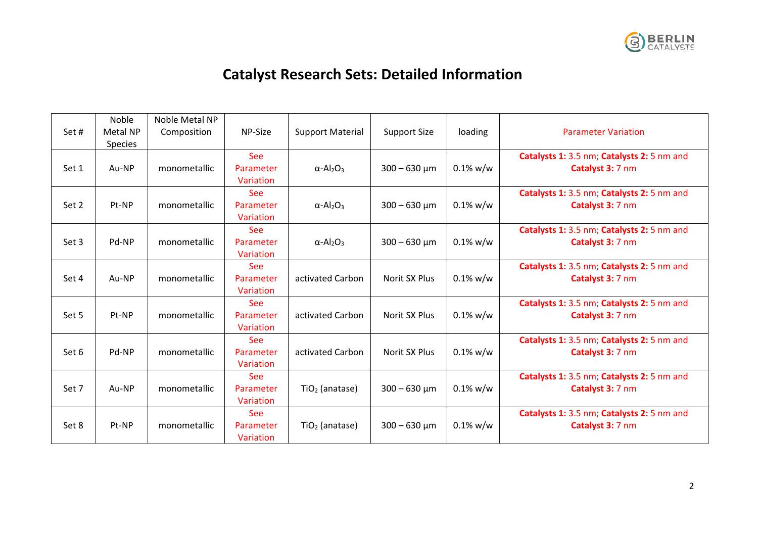# Catalyst Research Sets: Detailed Information

| Set # | Noble Metal NP Species | Noble Metal NP Composition | NP-Size | Support Material | Support Size | loading | Parameter Variation |
|---|---|---|---|---|---|---|---|
| Set 1 | Au-NP | monometallic | See Parameter Variation | α-$Al_2O_3$ | 300 – 630 µm | 0.1% w/w | **Catalysts 1:** 3.5 nm; **Catalysts 2:** 5 nm and **Catalyst 3:** 7 nm |
| Set 2 | Pt-NP | monometallic | See Parameter Variation | α-$Al_2O_3$ | 300 – 630 µm | 0.1% w/w | **Catalysts 1:** 3.5 nm; **Catalysts 2:** 5 nm and **Catalyst 3:** 7 nm |
| Set 3 | Pd-NP | monometallic | See Parameter Variation | α-$Al_2O_3$ | 300 – 630 µm | 0.1% w/w | **Catalysts 1:** 3.5 nm; **Catalysts 2:** 5 nm and **Catalyst 3:** 7 nm |
| Set 4 | Au-NP | monometallic | See Parameter Variation | activated Carbon | Norit SX Plus | 0.1% w/w | **Catalysts 1:** 3.5 nm; **Catalysts 2:** 5 nm and **Catalyst 3:** 7 nm |
| Set 5 | Pt-NP | monometallic | See Parameter Variation | activated Carbon | Norit SX Plus | 0.1% w/w | **Catalysts 1:** 3.5 nm; **Catalysts 2:** 5 nm and **Catalyst 3:** 7 nm |
| Set 6 | Pd-NP | monometallic | See Parameter Variation | activated Carbon | Norit SX Plus | 0.1% w/w | **Catalysts 1:** 3.5 nm; **Catalysts 2:** 5 nm and **Catalyst 3:** 7 nm |
| Set 7 | Au-NP | monometallic | See Parameter Variation | $TiO_2$ (anatase) | 300 – 630 µm | 0.1% w/w | **Catalysts 1:** 3.5 nm; **Catalysts 2:** 5 nm and **Catalyst 3:** 7 nm |
| Set 8 | Pt-NP | monometallic | See Parameter Variation | $TiO_2$ (anatase) | 300 – 630 µm | 0.1% w/w | **Catalysts 1:** 3.5 nm; **Catalysts 2:** 5 nm and **Catalyst 3:** 7 nm |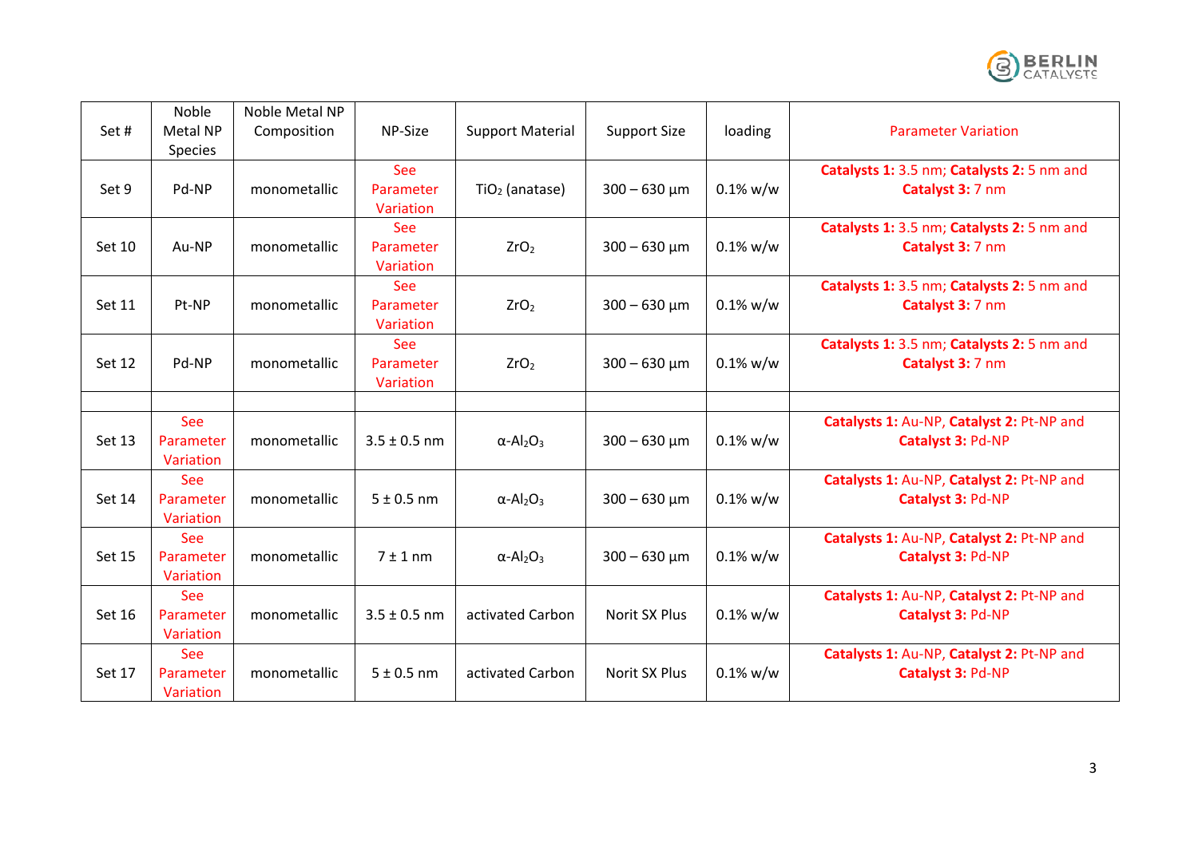| Set # | Noble Metal NP Species | Noble Metal NP Composition | NP-Size | Support Material | Support Size | loading | Parameter Variation |
|---|---|---|---|---|---|---|---|
| Set 9 | Pd-NP | monometallic | See Parameter Variation | $TiO_2$ (anatase) | 300 – 630 µm | 0.1% w/w | **Catalysts 1:** 3.5 nm; **Catalysts 2:** 5 nm and **Catalyst 3:** 7 nm |
| Set 10 | Au-NP | monometallic | See Parameter Variation | $ZrO_2$ | 300 – 630 µm | 0.1% w/w | **Catalysts 1:** 3.5 nm; **Catalysts 2:** 5 nm and **Catalyst 3:** 7 nm |
| Set 11 | Pt-NP | monometallic | See Parameter Variation | $ZrO_2$ | 300 – 630 µm | 0.1% w/w | **Catalysts 1:** 3.5 nm; **Catalysts 2:** 5 nm and **Catalyst 3:** 7 nm |
| Set 12 | Pd-NP | monometallic | See Parameter Variation | $ZrO_2$ | 300 – 630 µm | 0.1% w/w | **Catalysts 1:** 3.5 nm; **Catalysts 2:** 5 nm and **Catalyst 3:** 7 nm |
| | | | | | | | |
| Set 13 | See Parameter Variation | monometallic | 3.5 ± 0.5 nm | $\alpha$-$Al_2O_3$ | 300 – 630 µm | 0.1% w/w | **Catalysts 1:** Au-NP, **Catalyst 2:** Pt-NP and **Catalyst 3:** Pd-NP |
| Set 14 | See Parameter Variation | monometallic | 5 ± 0.5 nm | $\alpha$-$Al_2O_3$ | 300 – 630 µm | 0.1% w/w | **Catalysts 1:** Au-NP, **Catalyst 2:** Pt-NP and **Catalyst 3:** Pd-NP |
| Set 15 | See Parameter Variation | monometallic | 7 ± 1 nm | $\alpha$-$Al_2O_3$ | 300 – 630 µm | 0.1% w/w | **Catalysts 1:** Au-NP, **Catalyst 2:** Pt-NP and **Catalyst 3:** Pd-NP |
| Set 16 | See Parameter Variation | monometallic | 3.5 ± 0.5 nm | activated Carbon | Norit SX Plus | 0.1% w/w | **Catalysts 1:** Au-NP, **Catalyst 2:** Pt-NP and **Catalyst 3:** Pd-NP |
| Set 17 | See Parameter Variation | monometallic | 5 ± 0.5 nm | activated Carbon | Norit SX Plus | 0.1% w/w | **Catalysts 1:** Au-NP, **Catalyst 2:** Pt-NP and **Catalyst 3:** Pd-NP |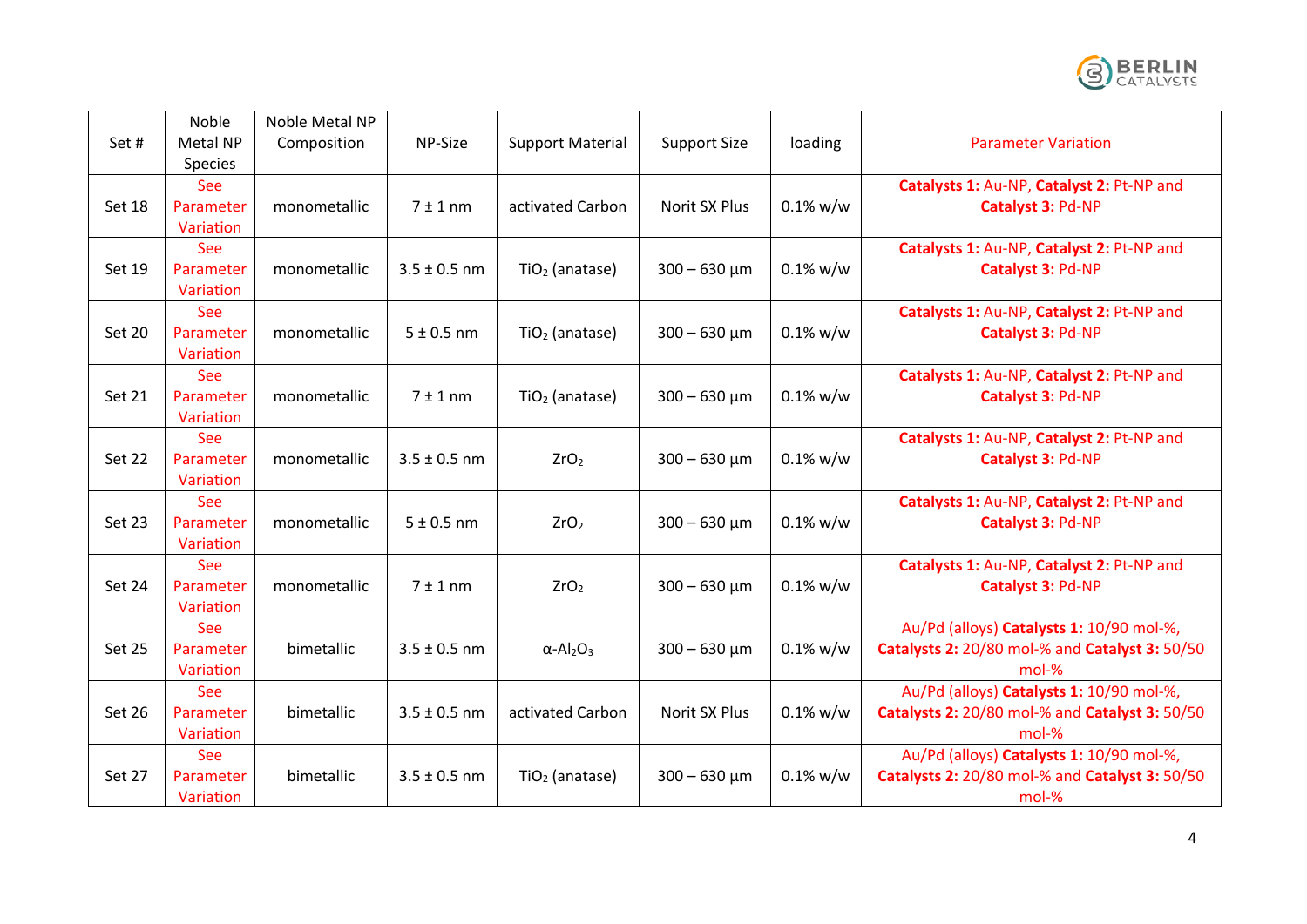| Set # | Noble Metal NP Species | Noble Metal NP Composition | NP-Size | Support Material | Support Size | loading | Parameter Variation |
|---|---|---|---|---|---|---|---|
| Set 18 | See Parameter Variation | monometallic | 7 ± 1 nm | activated Carbon | Norit SX Plus | 0.1% w/w | **Catalysts 1:** Au-NP, **Catalyst 2:** Pt-NP and **Catalyst 3:** Pd-NP |
| Set 19 | See Parameter Variation | monometallic | 3.5 ± 0.5 nm | $TiO_2$ (anatase) | 300 – 630 µm | 0.1% w/w | **Catalysts 1:** Au-NP, **Catalyst 2:** Pt-NP and **Catalyst 3:** Pd-NP |
| Set 20 | See Parameter Variation | monometallic | 5 ± 0.5 nm | $TiO_2$ (anatase) | 300 – 630 µm | 0.1% w/w | **Catalysts 1:** Au-NP, **Catalyst 2:** Pt-NP and **Catalyst 3:** Pd-NP |
| Set 21 | See Parameter Variation | monometallic | 7 ± 1 nm | $TiO_2$ (anatase) | 300 – 630 µm | 0.1% w/w | **Catalysts 1:** Au-NP, **Catalyst 2:** Pt-NP and **Catalyst 3:** Pd-NP |
| Set 22 | See Parameter Variation | monometallic | 3.5 ± 0.5 nm | $ZrO_2$ | 300 – 630 µm | 0.1% w/w | **Catalysts 1:** Au-NP, **Catalyst 2:** Pt-NP and **Catalyst 3:** Pd-NP |
| Set 23 | See Parameter Variation | monometallic | 5 ± 0.5 nm | $ZrO_2$ | 300 – 630 µm | 0.1% w/w | **Catalysts 1:** Au-NP, **Catalyst 2:** Pt-NP and **Catalyst 3:** Pd-NP |
| Set 24 | See Parameter Variation | monometallic | 7 ± 1 nm | $ZrO_2$ | 300 – 630 µm | 0.1% w/w | **Catalysts 1:** Au-NP, **Catalyst 2:** Pt-NP and **Catalyst 3:** Pd-NP |
| Set 25 | See Parameter Variation | bimetallic | 3.5 ± 0.5 nm | $\alpha$-$Al_2O_3$ | 300 – 630 µm | 0.1% w/w | Au/Pd (alloys) **Catalysts 1:** 10/90 mol-%, **Catalysts 2:** 20/80 mol-% and **Catalyst 3:** 50/50 mol-% |
| Set 26 | See Parameter Variation | bimetallic | 3.5 ± 0.5 nm | activated Carbon | Norit SX Plus | 0.1% w/w | Au/Pd (alloys) **Catalysts 1:** 10/90 mol-%, **Catalysts 2:** 20/80 mol-% and **Catalyst 3:** 50/50 mol-% |
| Set 27 | See Parameter Variation | bimetallic | 3.5 ± 0.5 nm | $TiO_2$ (anatase) | 300 – 630 µm | 0.1% w/w | Au/Pd (alloys) **Catalysts 1:** 10/90 mol-%, **Catalysts 2:** 20/80 mol-% and **Catalyst 3:** 50/50 mol-% |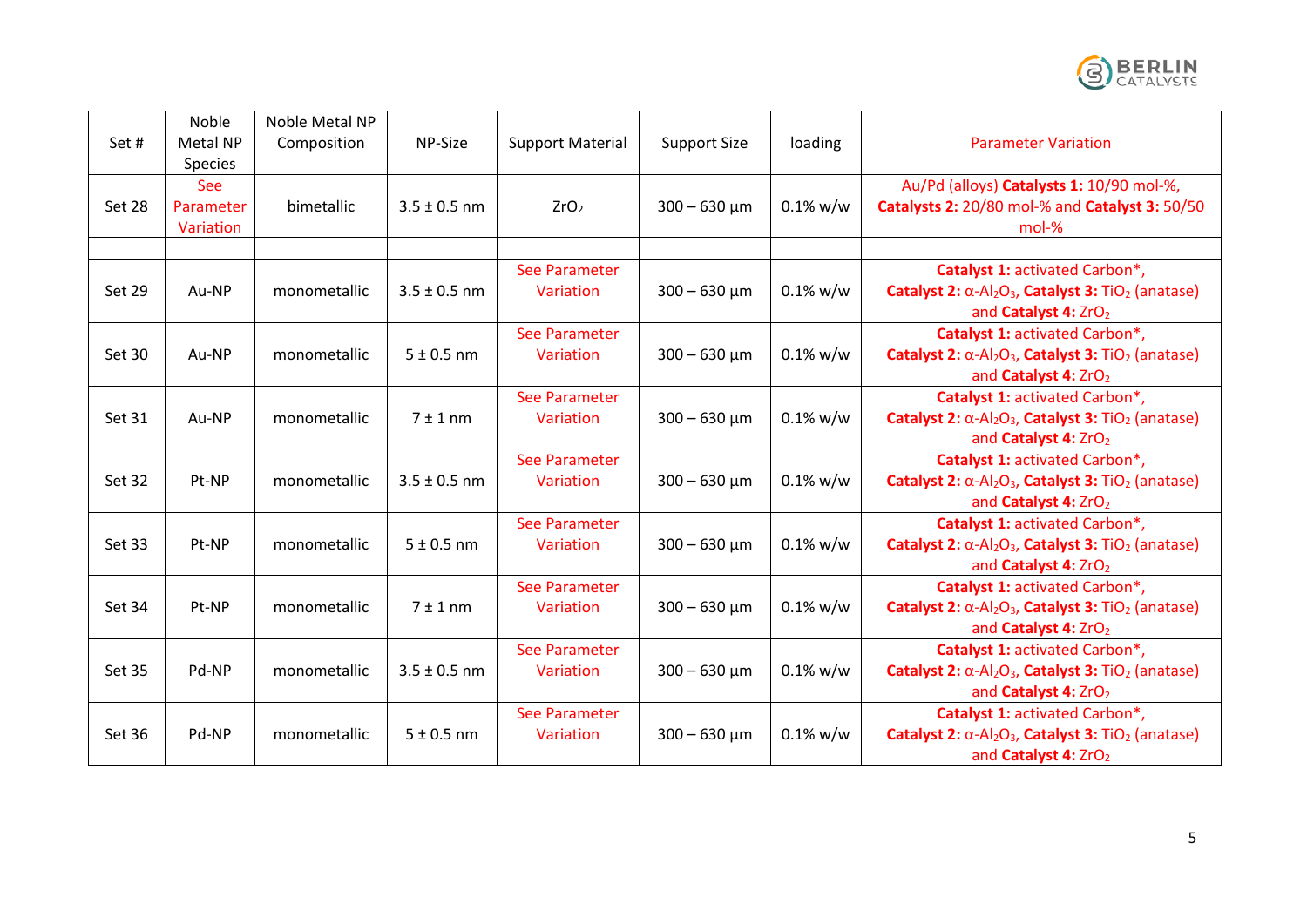| Set # | Noble Metal NP Species | Noble Metal NP Composition | NP-Size | Support Material | Support Size | loading | Parameter Variation |
|---|---|---|---|---|---|---|---|
| Set 28 | See Parameter Variation | bimetallic | 3.5 ± 0.5 nm | $ZrO_2$ | 300 – 630 µm | 0.1% w/w | Au/Pd (alloys) **Catalysts 1:** 10/90 mol-%, **Catalysts 2:** 20/80 mol-% and **Catalyst 3:** 50/50 mol-% |
| | | | | | | | |
| Set 29 | Au-NP | monometallic | 3.5 ± 0.5 nm | See Parameter Variation | 300 – 630 µm | 0.1% w/w | **Catalyst 1:** activated Carbon*, **Catalyst 2:** $\alpha$-$Al_2O_3$, **Catalyst 3:** $TiO_2$ (anatase) and **Catalyst 4:** $ZrO_2$ |
| Set 30 | Au-NP | monometallic | 5 ± 0.5 nm | See Parameter Variation | 300 – 630 µm | 0.1% w/w | **Catalyst 1:** activated Carbon*, **Catalyst 2:** $\alpha$-$Al_2O_3$, **Catalyst 3:** $TiO_2$ (anatase) and **Catalyst 4:** $ZrO_2$ |
| Set 31 | Au-NP | monometallic | 7 ± 1 nm | See Parameter Variation | 300 – 630 µm | 0.1% w/w | **Catalyst 1:** activated Carbon*, **Catalyst 2:** $\alpha$-$Al_2O_3$, **Catalyst 3:** $TiO_2$ (anatase) and **Catalyst 4:** $ZrO_2$ |
| Set 32 | Pt-NP | monometallic | 3.5 ± 0.5 nm | See Parameter Variation | 300 – 630 µm | 0.1% w/w | **Catalyst 1:** activated Carbon*, **Catalyst 2:** $\alpha$-$Al_2O_3$, **Catalyst 3:** $TiO_2$ (anatase) and **Catalyst 4:** $ZrO_2$ |
| Set 33 | Pt-NP | monometallic | 5 ± 0.5 nm | See Parameter Variation | 300 – 630 µm | 0.1% w/w | **Catalyst 1:** activated Carbon*, **Catalyst 2:** $\alpha$-$Al_2O_3$, **Catalyst 3:** $TiO_2$ (anatase) and **Catalyst 4:** $ZrO_2$ |
| Set 34 | Pt-NP | monometallic | 7 ± 1 nm | See Parameter Variation | 300 – 630 µm | 0.1% w/w | **Catalyst 1:** activated Carbon*, **Catalyst 2:** $\alpha$-$Al_2O_3$, **Catalyst 3:** $TiO_2$ (anatase) and **Catalyst 4:** $ZrO_2$ |
| Set 35 | Pd-NP | monometallic | 3.5 ± 0.5 nm | See Parameter Variation | 300 – 630 µm | 0.1% w/w | **Catalyst 1:** activated Carbon*, **Catalyst 2:** $\alpha$-$Al_2O_3$, **Catalyst 3:** $TiO_2$ (anatase) and **Catalyst 4:** $ZrO_2$ |
| Set 36 | Pd-NP | monometallic | 5 ± 0.5 nm | See Parameter Variation | 300 – 630 µm | 0.1% w/w | **Catalyst 1:** activated Carbon*, **Catalyst 2:** $\alpha$-$Al_2O_3$, **Catalyst 3:** $TiO_2$ (anatase) and **Catalyst 4:** $ZrO_2$ |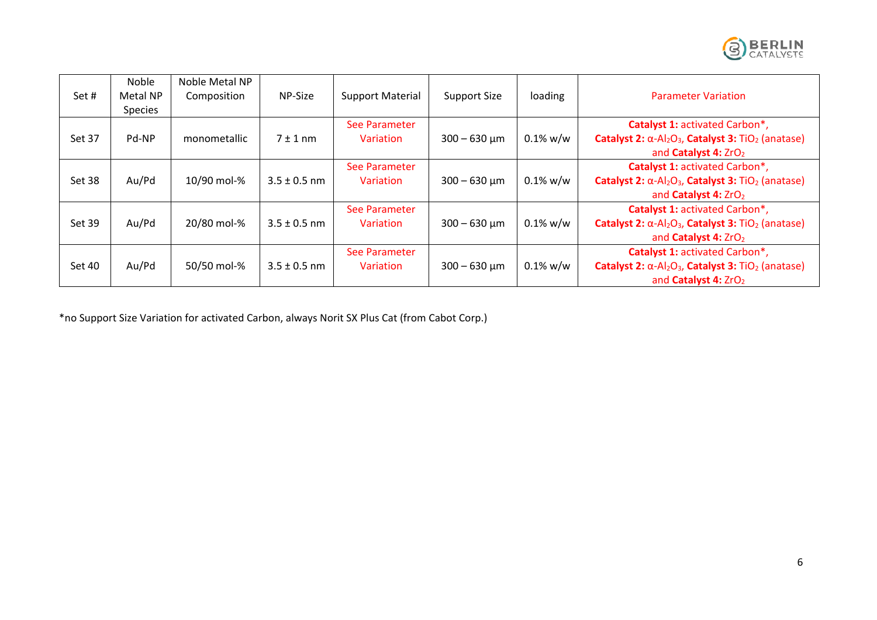| Set # | Noble Metal NP Species | Noble Metal NP Composition | NP-Size | Support Material | Support Size | loading | Parameter Variation |
|---|---|---|---|---|---|---|---|
| Set 37 | Pd-NP | monometallic | 7 ± 1 nm | See Parameter Variation | 300 – 630 µm | 0.1% w/w | **Catalyst 1:** activated Carbon*, **Catalyst 2:** α-$Al_2O_3$, **Catalyst 3:** $TiO_2$ (anatase) and **Catalyst 4:** $ZrO_2$ |
| Set 38 | Au/Pd | 10/90 mol-% | 3.5 ± 0.5 nm | See Parameter Variation | 300 – 630 µm | 0.1% w/w | **Catalyst 1:** activated Carbon*, **Catalyst 2:** α-$Al_2O_3$, **Catalyst 3:** $TiO_2$ (anatase) and **Catalyst 4:** $ZrO_2$ |
| Set 39 | Au/Pd | 20/80 mol-% | 3.5 ± 0.5 nm | See Parameter Variation | 300 – 630 µm | 0.1% w/w | **Catalyst 1:** activated Carbon*, **Catalyst 2:** α-$Al_2O_3$, **Catalyst 3:** $TiO_2$ (anatase) and **Catalyst 4:** $ZrO_2$ |
| Set 40 | Au/Pd | 50/50 mol-% | 3.5 ± 0.5 nm | See Parameter Variation | 300 – 630 µm | 0.1% w/w | **Catalyst 1:** activated Carbon*, **Catalyst 2:** α-$Al_2O_3$, **Catalyst 3:** $TiO_2$ (anatase) and **Catalyst 4:** $ZrO_2$ |

*no Support Size Variation for activated Carbon, always Norit SX Plus Cat (from Cabot Corp.)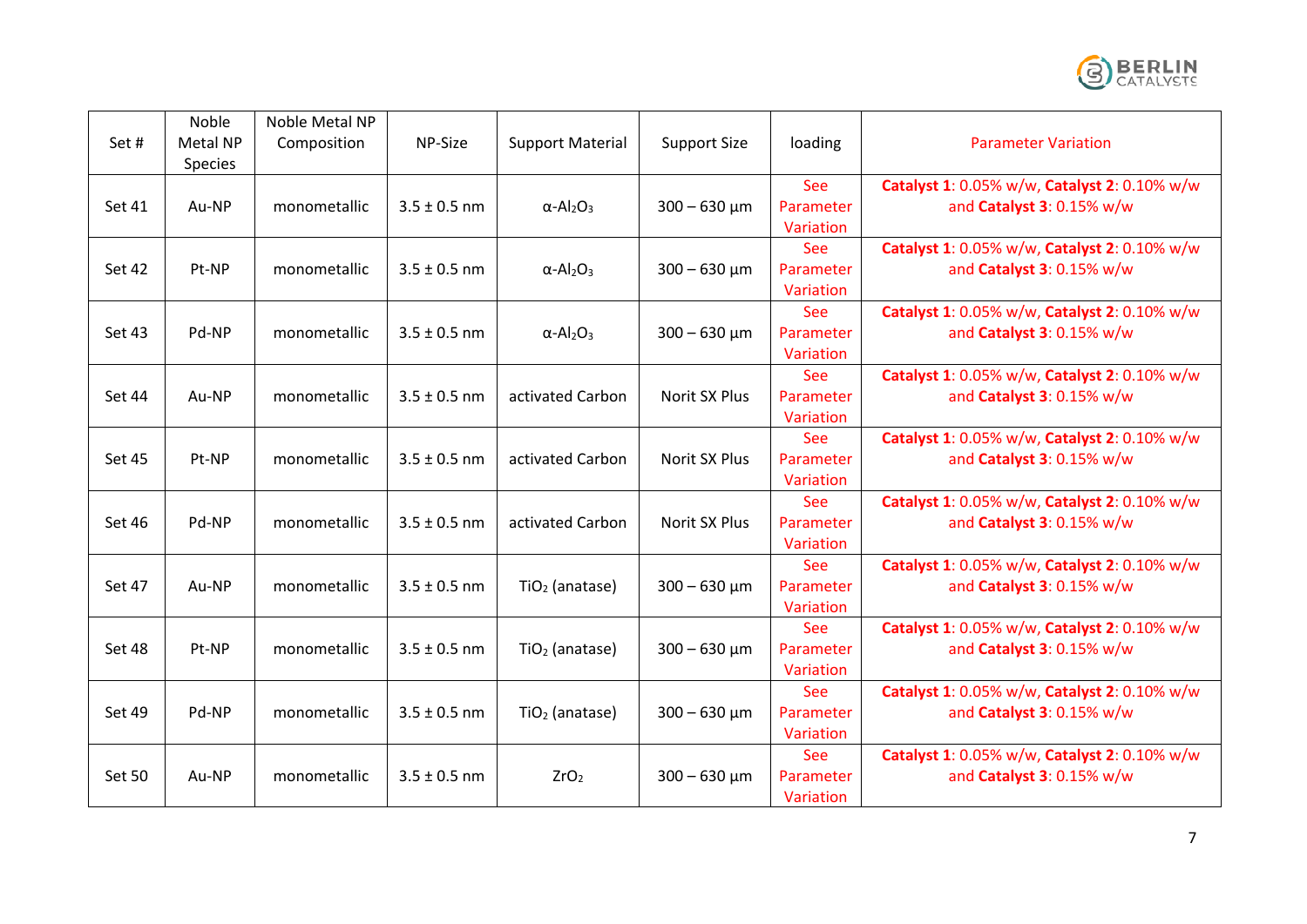| Set # | Noble Metal NP Species | Noble Metal NP Composition | NP-Size | Support Material | Support Size | loading | Parameter Variation |
|---|---|---|---|---|---|---|---|
| Set 41 | Au-NP | monometallic | 3.5 ± 0.5 nm | α-$Al_2O_3$ | 300 – 630 µm | See Parameter Variation | **Catalyst 1**: 0.05% w/w, **Catalyst 2**: 0.10% w/w and **Catalyst 3**: 0.15% w/w |
| Set 42 | Pt-NP | monometallic | 3.5 ± 0.5 nm | α-$Al_2O_3$ | 300 – 630 µm | See Parameter Variation | **Catalyst 1**: 0.05% w/w, **Catalyst 2**: 0.10% w/w and **Catalyst 3**: 0.15% w/w |
| Set 43 | Pd-NP | monometallic | 3.5 ± 0.5 nm | α-$Al_2O_3$ | 300 – 630 µm | See Parameter Variation | **Catalyst 1**: 0.05% w/w, **Catalyst 2**: 0.10% w/w and **Catalyst 3**: 0.15% w/w |
| Set 44 | Au-NP | monometallic | 3.5 ± 0.5 nm | activated Carbon | Norit SX Plus | See Parameter Variation | **Catalyst 1**: 0.05% w/w, **Catalyst 2**: 0.10% w/w and **Catalyst 3**: 0.15% w/w |
| Set 45 | Pt-NP | monometallic | 3.5 ± 0.5 nm | activated Carbon | Norit SX Plus | See Parameter Variation | **Catalyst 1**: 0.05% w/w, **Catalyst 2**: 0.10% w/w and **Catalyst 3**: 0.15% w/w |
| Set 46 | Pd-NP | monometallic | 3.5 ± 0.5 nm | activated Carbon | Norit SX Plus | See Parameter Variation | **Catalyst 1**: 0.05% w/w, **Catalyst 2**: 0.10% w/w and **Catalyst 3**: 0.15% w/w |
| Set 47 | Au-NP | monometallic | 3.5 ± 0.5 nm | $TiO_2$ (anatase) | 300 – 630 µm | See Parameter Variation | **Catalyst 1**: 0.05% w/w, **Catalyst 2**: 0.10% w/w and **Catalyst 3**: 0.15% w/w |
| Set 48 | Pt-NP | monometallic | 3.5 ± 0.5 nm | $TiO_2$ (anatase) | 300 – 630 µm | See Parameter Variation | **Catalyst 1**: 0.05% w/w, **Catalyst 2**: 0.10% w/w and **Catalyst 3**: 0.15% w/w |
| Set 49 | Pd-NP | monometallic | 3.5 ± 0.5 nm | $TiO_2$ (anatase) | 300 – 630 µm | See Parameter Variation | **Catalyst 1**: 0.05% w/w, **Catalyst 2**: 0.10% w/w and **Catalyst 3**: 0.15% w/w |
| Set 50 | Au-NP | monometallic | 3.5 ± 0.5 nm | $ZrO_2$ | 300 – 630 µm | See Parameter Variation | **Catalyst 1**: 0.05% w/w, **Catalyst 2**: 0.10% w/w and **Catalyst 3**: 0.15% w/w |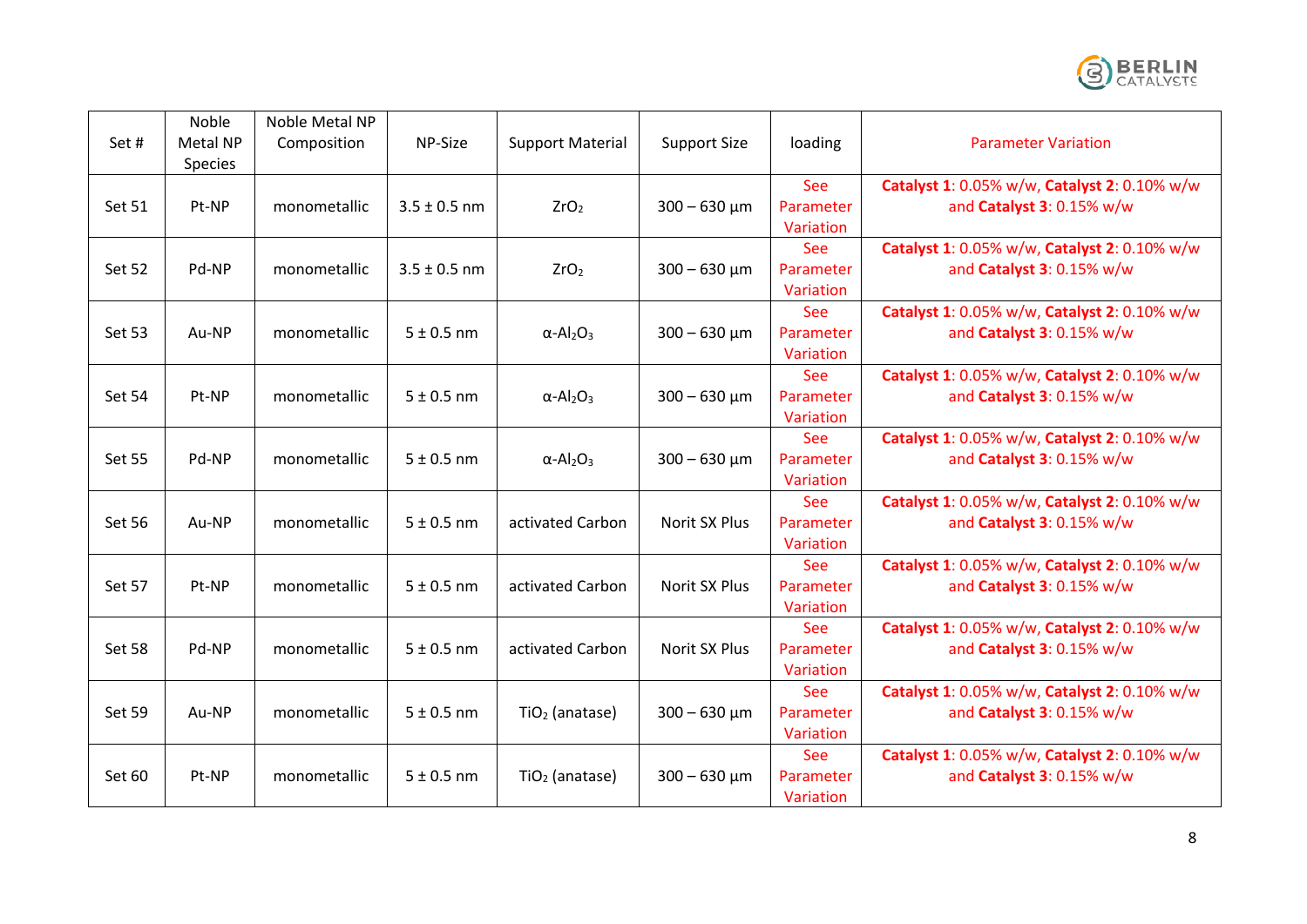| Set # | Noble Metal NP Species | Noble Metal NP Composition | NP-Size | Support Material | Support Size | loading | Parameter Variation |
|---|---|---|---|---|---|---|---|
| Set 51 | Pt-NP | monometallic | 3.5 ± 0.5 nm | $ZrO_2$ | 300 – 630 µm | See Parameter Variation | **Catalyst 1**: 0.05% w/w, **Catalyst 2**: 0.10% w/w and **Catalyst 3**: 0.15% w/w |
| Set 52 | Pd-NP | monometallic | 3.5 ± 0.5 nm | $ZrO_2$ | 300 – 630 µm | See Parameter Variation | **Catalyst 1**: 0.05% w/w, **Catalyst 2**: 0.10% w/w and **Catalyst 3**: 0.15% w/w |
| Set 53 | Au-NP | monometallic | 5 ± 0.5 nm | $\alpha$-$Al_2O_3$ | 300 – 630 µm | See Parameter Variation | **Catalyst 1**: 0.05% w/w, **Catalyst 2**: 0.10% w/w and **Catalyst 3**: 0.15% w/w |
| Set 54 | Pt-NP | monometallic | 5 ± 0.5 nm | $\alpha$-$Al_2O_3$ | 300 – 630 µm | See Parameter Variation | **Catalyst 1**: 0.05% w/w, **Catalyst 2**: 0.10% w/w and **Catalyst 3**: 0.15% w/w |
| Set 55 | Pd-NP | monometallic | 5 ± 0.5 nm | $\alpha$-$Al_2O_3$ | 300 – 630 µm | See Parameter Variation | **Catalyst 1**: 0.05% w/w, **Catalyst 2**: 0.10% w/w and **Catalyst 3**: 0.15% w/w |
| Set 56 | Au-NP | monometallic | 5 ± 0.5 nm | activated Carbon | Norit SX Plus | See Parameter Variation | **Catalyst 1**: 0.05% w/w, **Catalyst 2**: 0.10% w/w and **Catalyst 3**: 0.15% w/w |
| Set 57 | Pt-NP | monometallic | 5 ± 0.5 nm | activated Carbon | Norit SX Plus | See Parameter Variation | **Catalyst 1**: 0.05% w/w, **Catalyst 2**: 0.10% w/w and **Catalyst 3**: 0.15% w/w |
| Set 58 | Pd-NP | monometallic | 5 ± 0.5 nm | activated Carbon | Norit SX Plus | See Parameter Variation | **Catalyst 1**: 0.05% w/w, **Catalyst 2**: 0.10% w/w and **Catalyst 3**: 0.15% w/w |
| Set 59 | Au-NP | monometallic | 5 ± 0.5 nm | $TiO_2$ (anatase) | 300 – 630 µm | See Parameter Variation | **Catalyst 1**: 0.05% w/w, **Catalyst 2**: 0.10% w/w and **Catalyst 3**: 0.15% w/w |
| Set 60 | Pt-NP | monometallic | 5 ± 0.5 nm | $TiO_2$ (anatase) | 300 – 630 µm | See Parameter Variation | **Catalyst 1**: 0.05% w/w, **Catalyst 2**: 0.10% w/w and **Catalyst 3**: 0.15% w/w |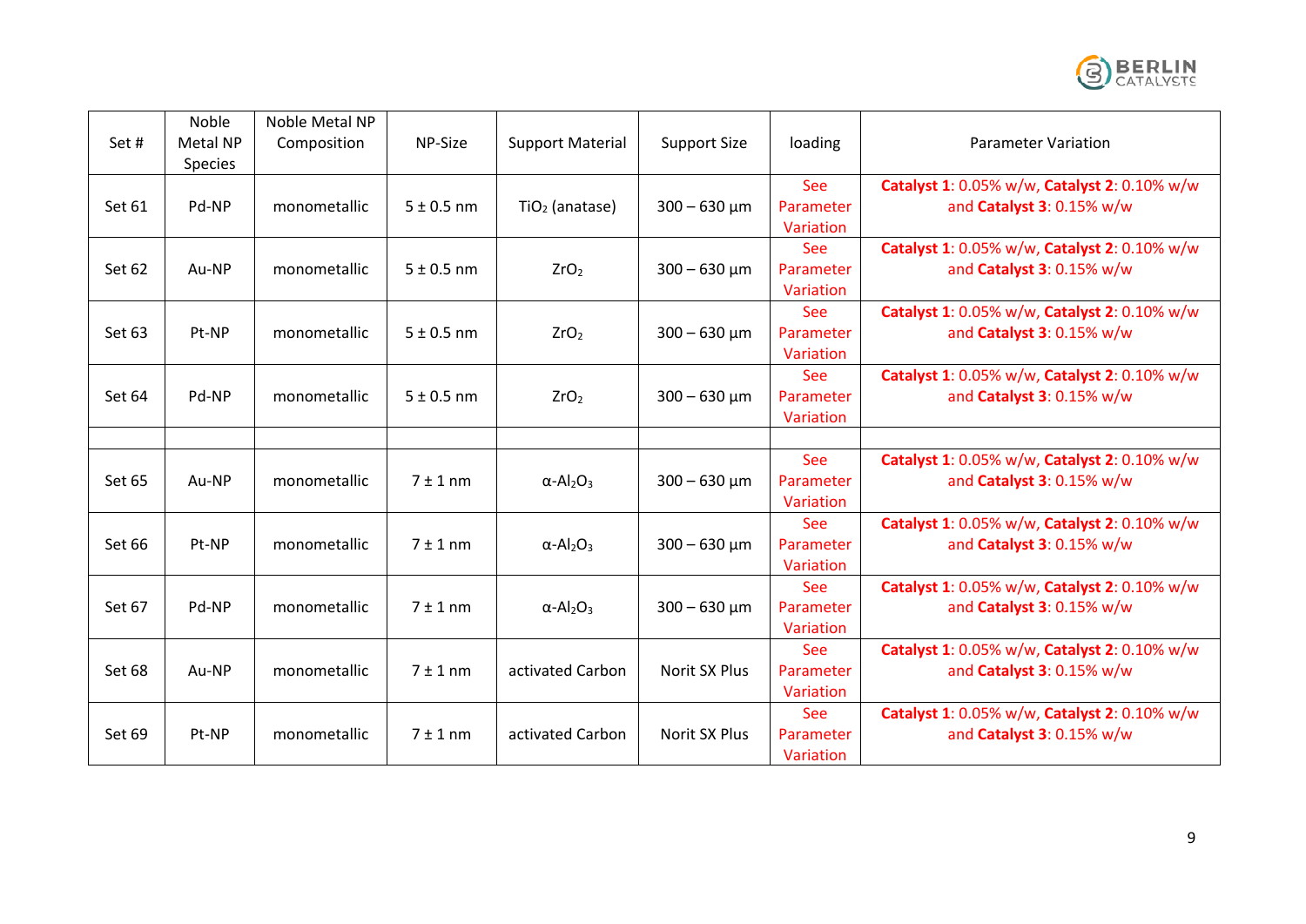| Set # | Noble Metal NP Species | Noble Metal NP Composition | NP-Size | Support Material | Support Size | loading | Parameter Variation |
|---|---|---|---|---|---|---|---|
| Set 61 | Pd-NP | monometallic | 5 ± 0.5 nm | $TiO_2$ (anatase) | 300 – 630 µm | See Parameter Variation | **Catalyst 1**: 0.05% w/w, **Catalyst 2**: 0.10% w/w and **Catalyst 3**: 0.15% w/w |
| Set 62 | Au-NP | monometallic | 5 ± 0.5 nm | $ZrO_2$ | 300 – 630 µm | See Parameter Variation | **Catalyst 1**: 0.05% w/w, **Catalyst 2**: 0.10% w/w and **Catalyst 3**: 0.15% w/w |
| Set 63 | Pt-NP | monometallic | 5 ± 0.5 nm | $ZrO_2$ | 300 – 630 µm | See Parameter Variation | **Catalyst 1**: 0.05% w/w, **Catalyst 2**: 0.10% w/w and **Catalyst 3**: 0.15% w/w |
| Set 64 | Pd-NP | monometallic | 5 ± 0.5 nm | $ZrO_2$ | 300 – 630 µm | See Parameter Variation | **Catalyst 1**: 0.05% w/w, **Catalyst 2**: 0.10% w/w and **Catalyst 3**: 0.15% w/w |
| | | | | | | | |
| Set 65 | Au-NP | monometallic | 7 ± 1 nm | $\alpha$-$Al_2O_3$ | 300 – 630 µm | See Parameter Variation | **Catalyst 1**: 0.05% w/w, **Catalyst 2**: 0.10% w/w and **Catalyst 3**: 0.15% w/w |
| Set 66 | Pt-NP | monometallic | 7 ± 1 nm | $\alpha$-$Al_2O_3$ | 300 – 630 µm | See Parameter Variation | **Catalyst 1**: 0.05% w/w, **Catalyst 2**: 0.10% w/w and **Catalyst 3**: 0.15% w/w |
| Set 67 | Pd-NP | monometallic | 7 ± 1 nm | $\alpha$-$Al_2O_3$ | 300 – 630 µm | See Parameter Variation | **Catalyst 1**: 0.05% w/w, **Catalyst 2**: 0.10% w/w and **Catalyst 3**: 0.15% w/w |
| Set 68 | Au-NP | monometallic | 7 ± 1 nm | activated Carbon | Norit SX Plus | See Parameter Variation | **Catalyst 1**: 0.05% w/w, **Catalyst 2**: 0.10% w/w and **Catalyst 3**: 0.15% w/w |
| Set 69 | Pt-NP | monometallic | 7 ± 1 nm | activated Carbon | Norit SX Plus | See Parameter Variation | **Catalyst 1**: 0.05% w/w, **Catalyst 2**: 0.10% w/w and **Catalyst 3**: 0.15% w/w |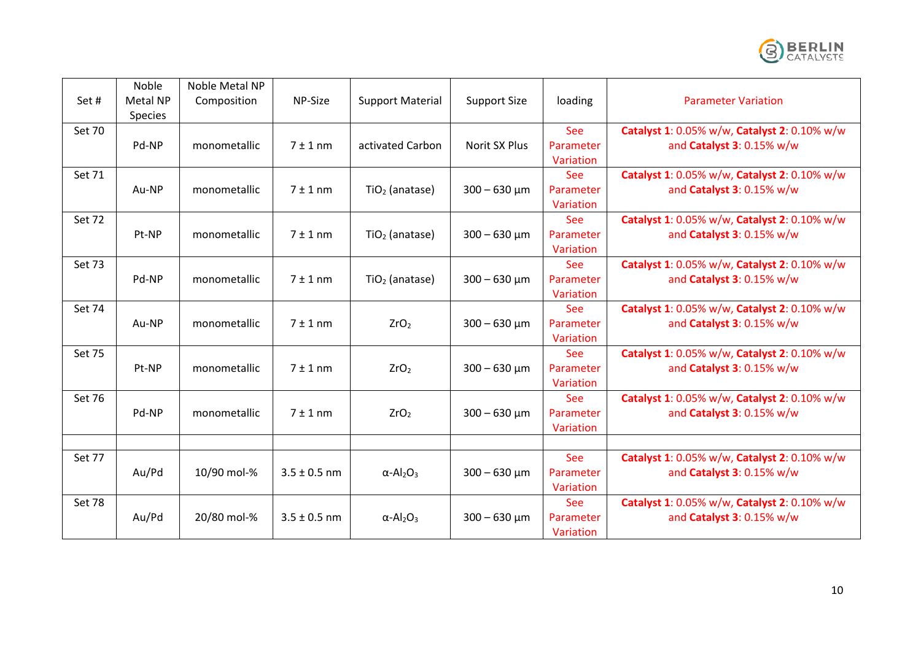| Set # | Noble Metal NP Species | Noble Metal NP Composition | NP-Size | Support Material | Support Size | loading | Parameter Variation |
|---|---|---|---|---|---|---|---|
| Set 70 | Pd-NP | monometallic | 7 ± 1 nm | activated Carbon | Norit SX Plus | See Parameter Variation | **Catalyst 1**: 0.05% w/w, **Catalyst 2**: 0.10% w/w and **Catalyst 3**: 0.15% w/w |
| Set 71 | Au-NP | monometallic | 7 ± 1 nm | $TiO_2$ (anatase) | 300 – 630 µm | See Parameter Variation | **Catalyst 1**: 0.05% w/w, **Catalyst 2**: 0.10% w/w and **Catalyst 3**: 0.15% w/w |
| Set 72 | Pt-NP | monometallic | 7 ± 1 nm | $TiO_2$ (anatase) | 300 – 630 µm | See Parameter Variation | **Catalyst 1**: 0.05% w/w, **Catalyst 2**: 0.10% w/w and **Catalyst 3**: 0.15% w/w |
| Set 73 | Pd-NP | monometallic | 7 ± 1 nm | $TiO_2$ (anatase) | 300 – 630 µm | See Parameter Variation | **Catalyst 1**: 0.05% w/w, **Catalyst 2**: 0.10% w/w and **Catalyst 3**: 0.15% w/w |
| Set 74 | Au-NP | monometallic | 7 ± 1 nm | $ZrO_2$ | 300 – 630 µm | See Parameter Variation | **Catalyst 1**: 0.05% w/w, **Catalyst 2**: 0.10% w/w and **Catalyst 3**: 0.15% w/w |
| Set 75 | Pt-NP | monometallic | 7 ± 1 nm | $ZrO_2$ | 300 – 630 µm | See Parameter Variation | **Catalyst 1**: 0.05% w/w, **Catalyst 2**: 0.10% w/w and **Catalyst 3**: 0.15% w/w |
| Set 76 | Pd-NP | monometallic | 7 ± 1 nm | $ZrO_2$ | 300 – 630 µm | See Parameter Variation | **Catalyst 1**: 0.05% w/w, **Catalyst 2**: 0.10% w/w and **Catalyst 3**: 0.15% w/w |
| | | | | | | | |
| Set 77 | Au/Pd | 10/90 mol-% | 3.5 ± 0.5 nm | α-$Al_2O_3$ | 300 – 630 µm | See Parameter Variation | **Catalyst 1**: 0.05% w/w, **Catalyst 2**: 0.10% w/w and **Catalyst 3**: 0.15% w/w |
| Set 78 | Au/Pd | 20/80 mol-% | 3.5 ± 0.5 nm | α-$Al_2O_3$ | 300 – 630 µm | See Parameter Variation | **Catalyst 1**: 0.05% w/w, **Catalyst 2**: 0.10% w/w and **Catalyst 3**: 0.15% w/w |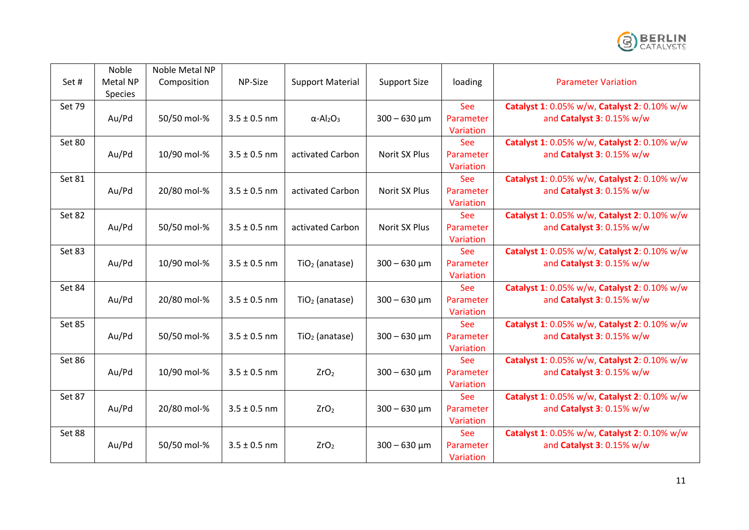| Set # | Noble Metal NP Species | Noble Metal NP Composition | NP-Size | Support Material | Support Size | loading | Parameter Variation |
|---|---|---|---|---|---|---|---|
| Set 79 | Au/Pd | 50/50 mol-% | 3.5 ± 0.5 nm | $\alpha$-$Al_2O_3$ | 300 – 630 µm | See Parameter Variation | **Catalyst 1**: 0.05% w/w, **Catalyst 2**: 0.10% w/w and **Catalyst 3**: 0.15% w/w |
| Set 80 | Au/Pd | 10/90 mol-% | 3.5 ± 0.5 nm | activated Carbon | Norit SX Plus | See Parameter Variation | **Catalyst 1**: 0.05% w/w, **Catalyst 2**: 0.10% w/w and **Catalyst 3**: 0.15% w/w |
| Set 81 | Au/Pd | 20/80 mol-% | 3.5 ± 0.5 nm | activated Carbon | Norit SX Plus | See Parameter Variation | **Catalyst 1**: 0.05% w/w, **Catalyst 2**: 0.10% w/w and **Catalyst 3**: 0.15% w/w |
| Set 82 | Au/Pd | 50/50 mol-% | 3.5 ± 0.5 nm | activated Carbon | Norit SX Plus | See Parameter Variation | **Catalyst 1**: 0.05% w/w, **Catalyst 2**: 0.10% w/w and **Catalyst 3**: 0.15% w/w |
| Set 83 | Au/Pd | 10/90 mol-% | 3.5 ± 0.5 nm | $TiO_2$ (anatase) | 300 – 630 µm | See Parameter Variation | **Catalyst 1**: 0.05% w/w, **Catalyst 2**: 0.10% w/w and **Catalyst 3**: 0.15% w/w |
| Set 84 | Au/Pd | 20/80 mol-% | 3.5 ± 0.5 nm | $TiO_2$ (anatase) | 300 – 630 µm | See Parameter Variation | **Catalyst 1**: 0.05% w/w, **Catalyst 2**: 0.10% w/w and **Catalyst 3**: 0.15% w/w |
| Set 85 | Au/Pd | 50/50 mol-% | 3.5 ± 0.5 nm | $TiO_2$ (anatase) | 300 – 630 µm | See Parameter Variation | **Catalyst 1**: 0.05% w/w, **Catalyst 2**: 0.10% w/w and **Catalyst 3**: 0.15% w/w |
| Set 86 | Au/Pd | 10/90 mol-% | 3.5 ± 0.5 nm | $ZrO_2$ | 300 – 630 µm | See Parameter Variation | **Catalyst 1**: 0.05% w/w, **Catalyst 2**: 0.10% w/w and **Catalyst 3**: 0.15% w/w |
| Set 87 | Au/Pd | 20/80 mol-% | 3.5 ± 0.5 nm | $ZrO_2$ | 300 – 630 µm | See Parameter Variation | **Catalyst 1**: 0.05% w/w, **Catalyst 2**: 0.10% w/w and **Catalyst 3**: 0.15% w/w |
| Set 88 | Au/Pd | 50/50 mol-% | 3.5 ± 0.5 nm | $ZrO_2$ | 300 – 630 µm | See Parameter Variation | **Catalyst 1**: 0.05% w/w, **Catalyst 2**: 0.10% w/w and **Catalyst 3**: 0.15% w/w |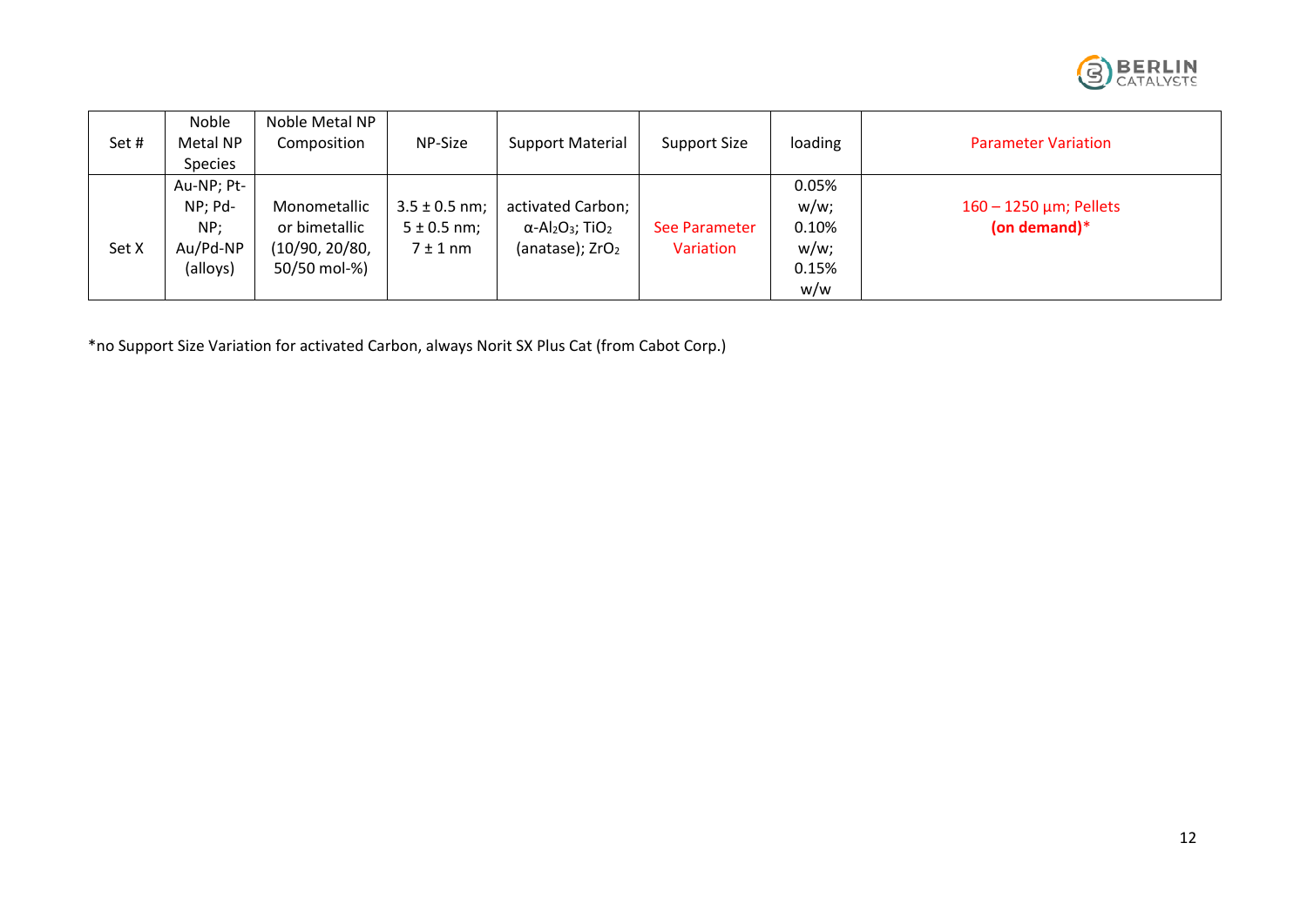| Set # | Noble Metal NP Species | Noble Metal NP Composition | NP-Size | Support Material | Support Size | loading | Parameter Variation |
|---|---|---|---|---|---|---|---|
| Set X | Au-NP; Pt-NP; Pd-NP; Au/Pd-NP (alloys) | Monometallic or bimetallic (10/90, 20/80, 50/50 mol-%) | 3.5 ± 0.5 nm; 5 ± 0.5 nm; 7 ± 1 nm | activated Carbon; α-$Al_2O_3$; $TiO_2$ (anatase); $ZrO_2$ | See Parameter Variation | 0.05% w/w; 0.10% w/w; 0.15% w/w | 160 – 1250 µm; Pellets **(on demand)***|

*no Support Size Variation for activated Carbon, always Norit SX Plus Cat (from Cabot Corp.)